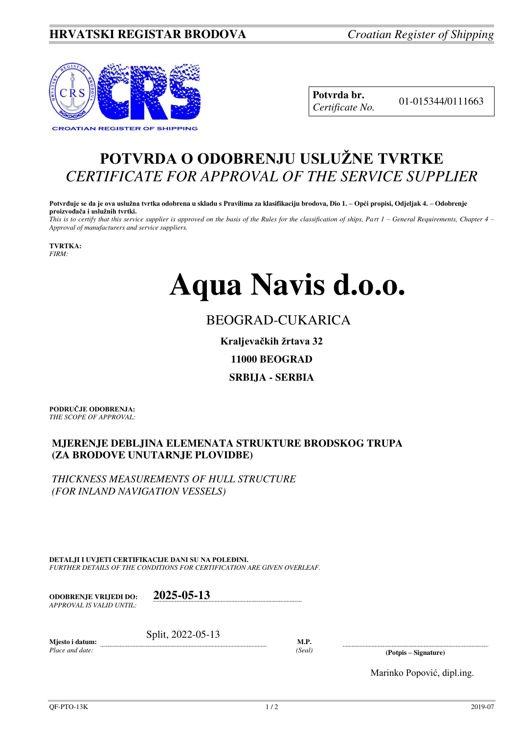**HRVATSKI REGISTAR BRODOVA** *Croatian Register of Shipping*

CROATIAN REGISTER OF SHIPPING

| **Potvrda br.** *Certificate No.* | 01-015344/0111663 |
|---|---|

# POTVRDA O ODOBRENJU USLUŽNE TVRTKE
# *CERTIFICATE FOR APPROVAL OF THE SERVICE SUPPLIER*

**Potvrđuje se da je ova uslužna tvrtka odobrena u skladu s Pravilima za klasifikaciju brodova, Dio 1. – Opći propisi, Odjeljak 4. – Odobrenje proizvođača i uslužnih tvrtki.**
*This is to certify that this service supplier is approved on the basis of the Rules for the classification of ships, Part 1 – General Requirements, Chapter 4 – Approval of manufacturers and service suppliers.*

**TVRTKA:**
*FIRM:*

# Aqua Navis d.o.o.

BEOGRAD-CUKARICA

**Kraljevačkih žrtava 32**

**11000 BEOGRAD**

**SRBIJA - SERBIA**

**PODRUČJE ODOBRENJA:**
*THE SCOPE OF APPROVAL:*

**MJERENJE DEBLJINA ELEMENATA STRUKTURE BRODSKOG TRUPA (ZA BRODOVE UNUTARNJE PLOVIDBE)**

*THICKNESS MEASUREMENTS OF HULL STRUCTURE (FOR INLAND NAVIGATION VESSELS)*

**DETALJI I UVJETI CERTIFIKACIJE DANI SU NA POLEĐINI.**
*FURTHER DETAILS OF THE CONDITIONS FOR CERTIFICATION ARE GIVEN OVERLEAF.*

**ODOBRENJE VRIJEDI DO:** *APPROVAL IS VALID UNTIL:* **2025-05-13**

**Mjesto i datum:** *Place and date:* Split, 2022-05-13

**M.P.** *(Seal)*

**(Potpis – Signature)**

Marinko Popović, dipl.ing.

QF-PTO-13K 2019-07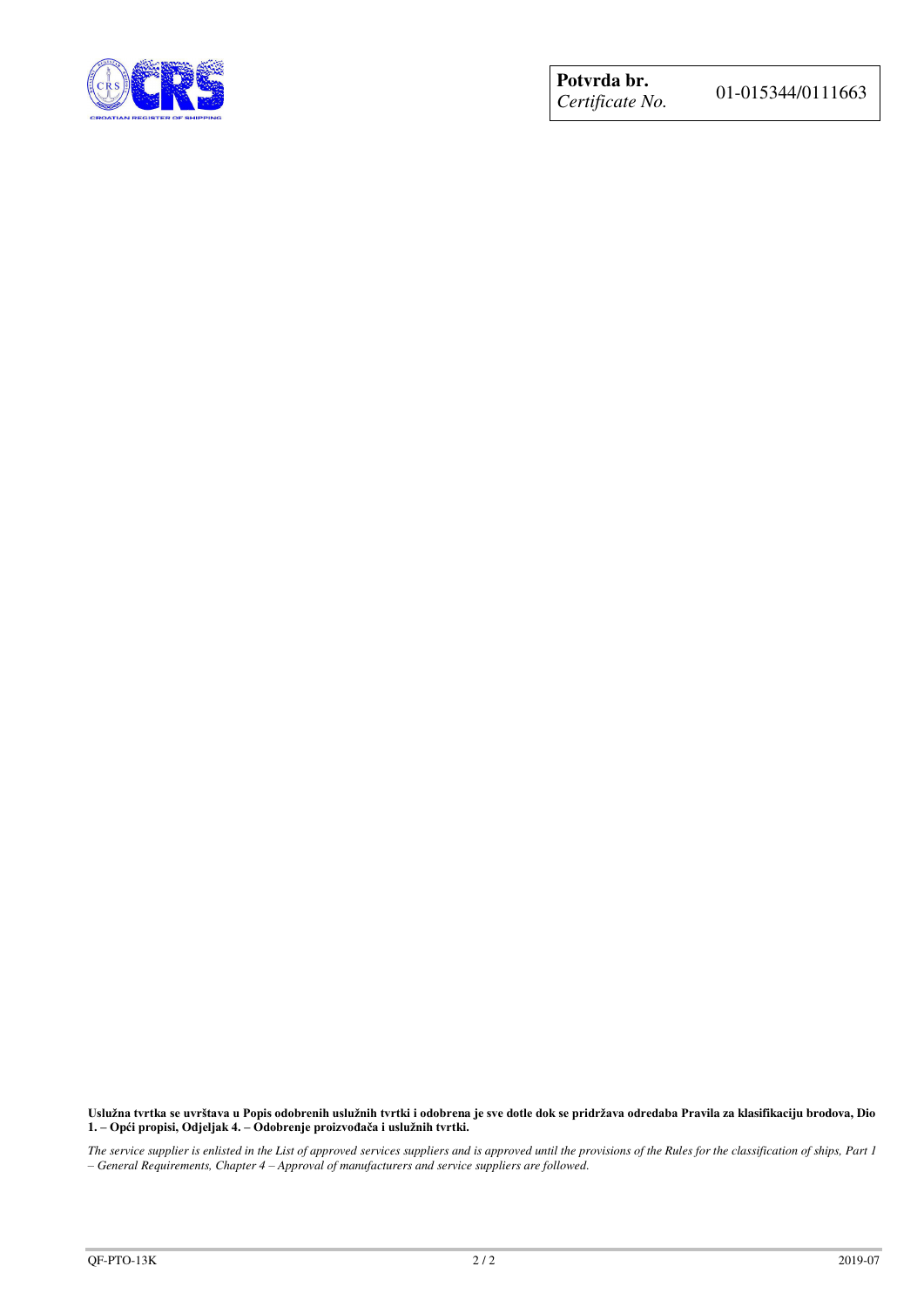**Potvrda br.** 01-015344/0111663
*Certificate No.*

**Uslužna tvrtka se uvrštava u Popis odobrenih uslužnih tvrtki i odobrena je sve dotle dok se pridržava odredaba Pravila za klasifikaciju brodova, Dio 1. – Opći propisi, Odjeljak 4. – Odobrenje proizvođača i uslužnih tvrtki.**

*The service supplier is enlisted in the List of approved services suppliers and is approved until the provisions of the Rules for the classification of ships, Part 1 – General Requirements, Chapter 4 – Approval of manufacturers and service suppliers are followed.*